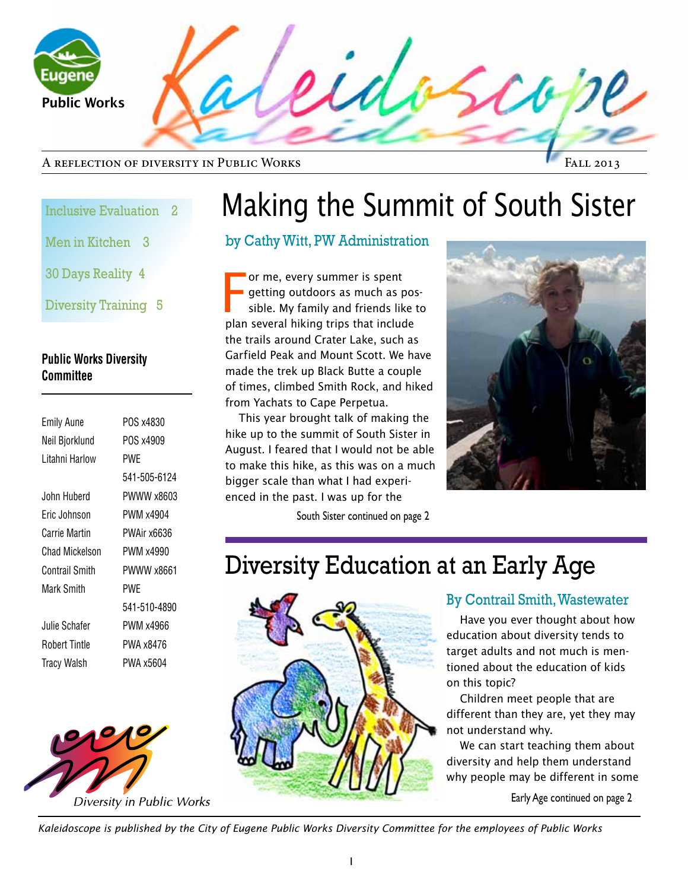# Kaleidoscope

Eugene Public Works

A reflection of diversity in Public Works — Fall 2013

- Inclusive Evaluation 2
- Men in Kitchen 3
- 30 Days Reality 4
- Diversity Training 5

**Public Works Diversity Committee**

| Name | Contact |
|---|---|
| Emily Aune | POS x4830 |
| Neil Bjorklund | POS x4909 |
| Litahni Harlow | PWE 541-505-6124 |
| John Huberd | PWWW x8603 |
| Eric Johnson | PWM x4904 |
| Carrie Martin | PWAir x6636 |
| Chad Mickelson | PWM x4990 |
| Contrail Smith | PWWW x8661 |
| Mark Smith | PWE 541-510-4890 |
| Julie Schafer | PWM x4966 |
| Robert Tintle | PWA x8476 |
| Tracy Walsh | PWA x5604 |

*Diversity in Public Works*

# Making the Summit of South Sister

## by Cathy Witt, PW Administration

For me, every summer is spent getting outdoors as much as possible. My family and friends like to plan several hiking trips that include the trails around Crater Lake, such as Garfield Peak and Mount Scott. We have made the trek up Black Butte a couple of times, climbed Smith Rock, and hiked from Yachats to Cape Perpetua.

This year brought talk of making the hike up to the summit of South Sister in August. I feared that I would not be able to make this hike, as this was on a much bigger scale than what I had experienced in the past. I was up for the

South Sister continued on page 2

# Diversity Education at an Early Age

## By Contrail Smith, Wastewater

Have you ever thought about how education about diversity tends to target adults and not much is mentioned about the education of kids on this topic?

Children meet people that are different than they are, yet they may not understand why.

We can start teaching them about diversity and help them understand why people may be different in some

Early Age continued on page 2

*Kaleidoscope is published by the City of Eugene Public Works Diversity Committee for the employees of Public Works*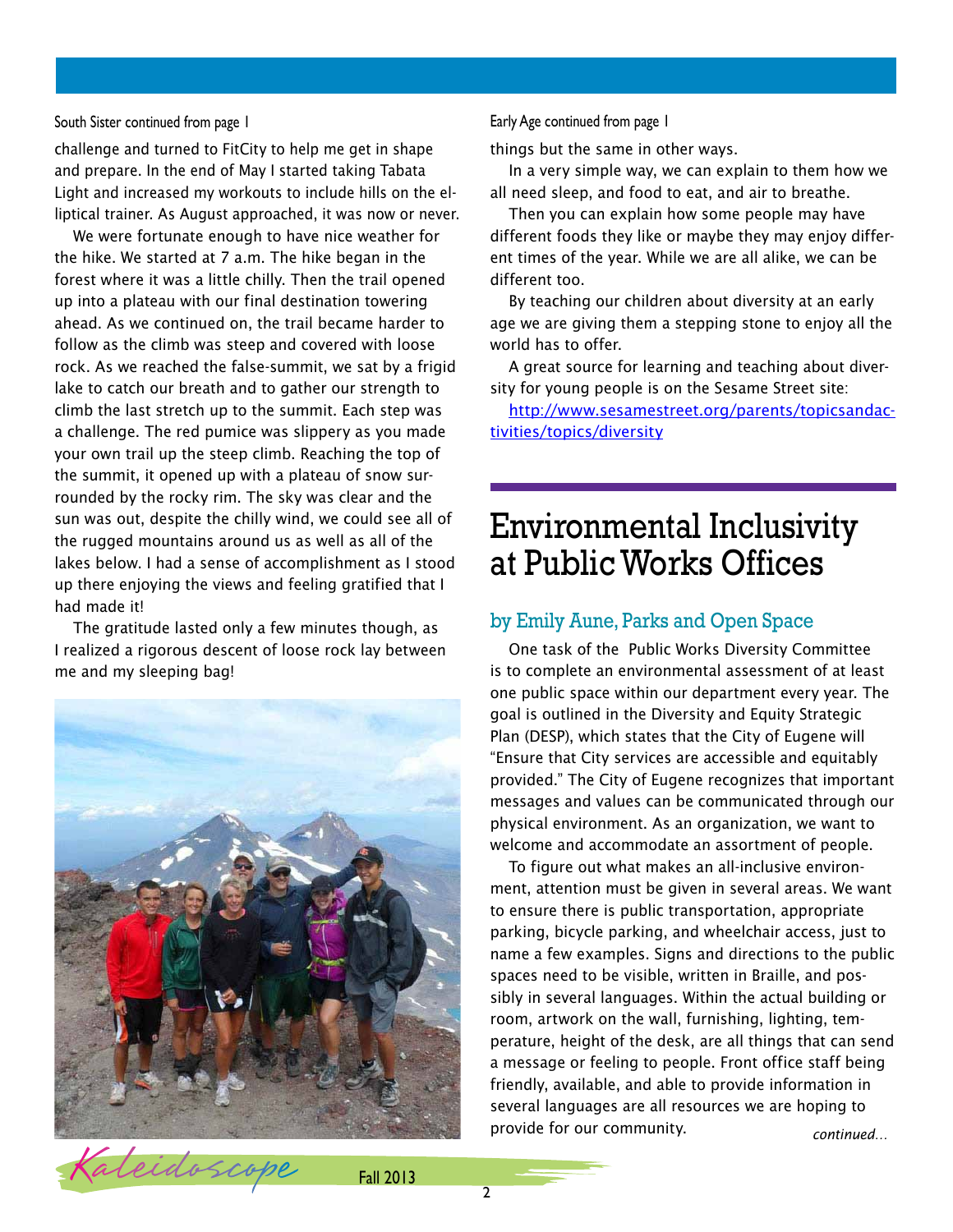South Sister continued from page 1

challenge and turned to FitCity to help me get in shape and prepare. In the end of May I started taking Tabata Light and increased my workouts to include hills on the elliptical trainer. As August approached, it was now or never.

We were fortunate enough to have nice weather for the hike. We started at 7 a.m. The hike began in the forest where it was a little chilly. Then the trail opened up into a plateau with our final destination towering ahead. As we continued on, the trail became harder to follow as the climb was steep and covered with loose rock. As we reached the false-summit, we sat by a frigid lake to catch our breath and to gather our strength to climb the last stretch up to the summit. Each step was a challenge. The red pumice was slippery as you made your own trail up the steep climb. Reaching the top of the summit, it opened up with a plateau of snow surrounded by the rocky rim. The sky was clear and the sun was out, despite the chilly wind, we could see all of the rugged mountains around us as well as all of the lakes below. I had a sense of accomplishment as I stood up there enjoying the views and feeling gratified that I had made it!

The gratitude lasted only a few minutes though, as I realized a rigorous descent of loose rock lay between me and my sleeping bag!

Early Age continued from page 1

things but the same in other ways.

In a very simple way, we can explain to them how we all need sleep, and food to eat, and air to breathe.

Then you can explain how some people may have different foods they like or maybe they may enjoy different times of the year. While we are all alike, we can be different too.

By teaching our children about diversity at an early age we are giving them a stepping stone to enjoy all the world has to offer.

A great source for learning and teaching about diversity for young people is on the Sesame Street site:

http://www.sesamestreet.org/parents/topicsandactivities/topics/diversity

# Environmental Inclusivity at Public Works Offices

## by Emily Aune, Parks and Open Space

One task of the Public Works Diversity Committee is to complete an environmental assessment of at least one public space within our department every year. The goal is outlined in the Diversity and Equity Strategic Plan (DESP), which states that the City of Eugene will "Ensure that City services are accessible and equitably provided." The City of Eugene recognizes that important messages and values can be communicated through our physical environment. As an organization, we want to welcome and accommodate an assortment of people.

To figure out what makes an all-inclusive environment, attention must be given in several areas. We want to ensure there is public transportation, appropriate parking, bicycle parking, and wheelchair access, just to name a few examples. Signs and directions to the public spaces need to be visible, written in Braille, and possibly in several languages. Within the actual building or room, artwork on the wall, furnishing, lighting, temperature, height of the desk, are all things that can send a message or feeling to people. Front office staff being friendly, available, and able to provide information in several languages are all resources we are hoping to provide for our community.

*continued...*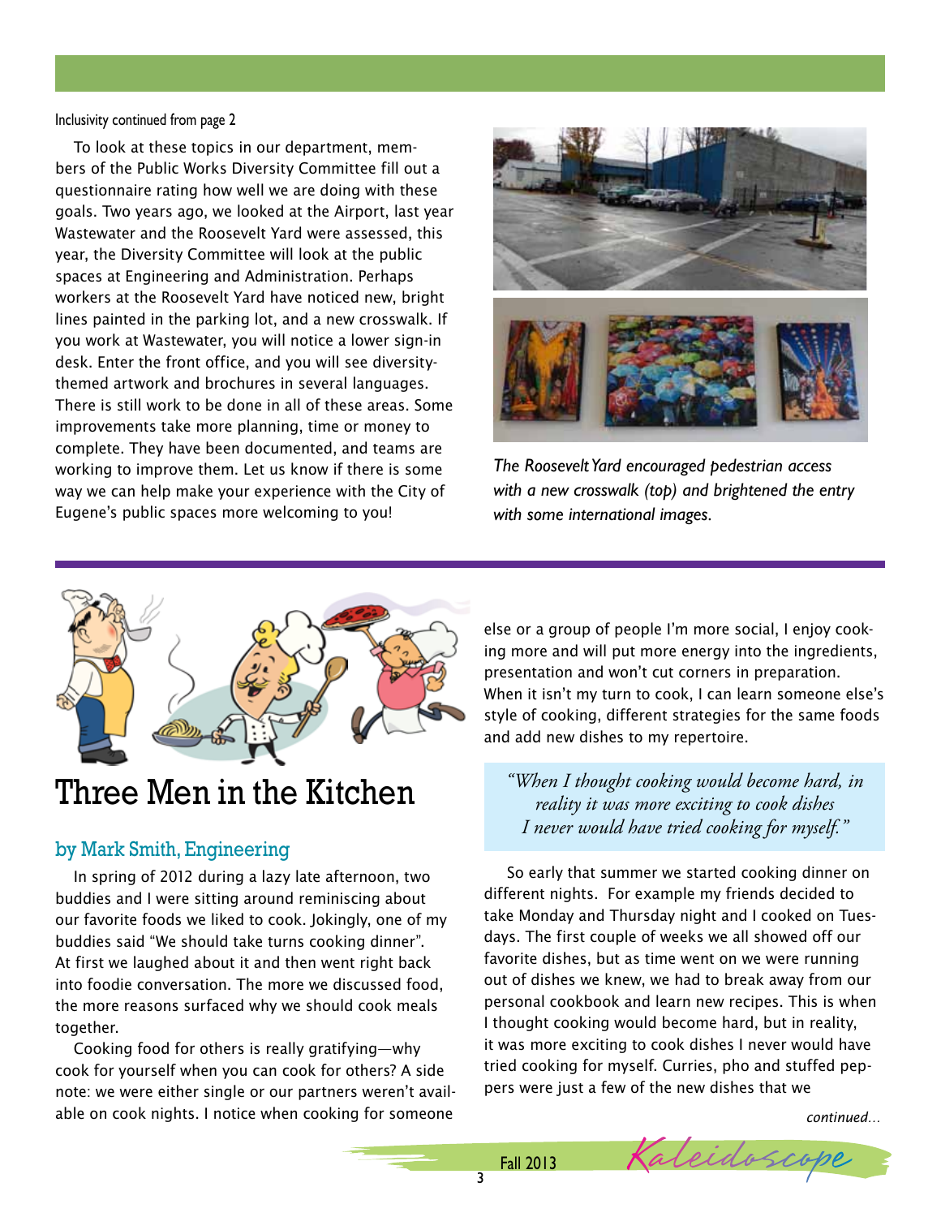Inclusivity continued from page 2

To look at these topics in our department, members of the Public Works Diversity Committee fill out a questionnaire rating how well we are doing with these goals. Two years ago, we looked at the Airport, last year Wastewater and the Roosevelt Yard were assessed, this year, the Diversity Committee will look at the public spaces at Engineering and Administration. Perhaps workers at the Roosevelt Yard have noticed new, bright lines painted in the parking lot, and a new crosswalk. If you work at Wastewater, you will notice a lower sign-in desk. Enter the front office, and you will see diversity-themed artwork and brochures in several languages. There is still work to be done in all of these areas. Some improvements take more planning, time or money to complete. They have been documented, and teams are working to improve them. Let us know if there is some way we can help make your experience with the City of Eugene's public spaces more welcoming to you!

*The Roosevelt Yard encouraged pedestrian access with a new crosswalk (top) and brightened the entry with some international images.*

# Three Men in the Kitchen

## by Mark Smith, Engineering

In spring of 2012 during a lazy late afternoon, two buddies and I were sitting around reminiscing about our favorite foods we liked to cook. Jokingly, one of my buddies said "We should take turns cooking dinner". At first we laughed about it and then went right back into foodie conversation. The more we discussed food, the more reasons surfaced why we should cook meals together.

Cooking food for others is really gratifying—why cook for yourself when you can cook for others? A side note: we were either single or our partners weren't available on cook nights. I notice when cooking for someone else or a group of people I'm more social, I enjoy cooking more and will put more energy into the ingredients, presentation and won't cut corners in preparation. When it isn't my turn to cook, I can learn someone else's style of cooking, different strategies for the same foods and add new dishes to my repertoire.

> *"When I thought cooking would become hard, in reality it was more exciting to cook dishes I never would have tried cooking for myself."*

So early that summer we started cooking dinner on different nights. For example my friends decided to take Monday and Thursday night and I cooked on Tuesdays. The first couple of weeks we all showed off our favorite dishes, but as time went on we were running out of dishes we knew, we had to break away from our personal cookbook and learn new recipes. This is when I thought cooking would become hard, but in reality, it was more exciting to cook dishes I never would have tried cooking for myself. Curries, pho and stuffed peppers were just a few of the new dishes that we

*continued...*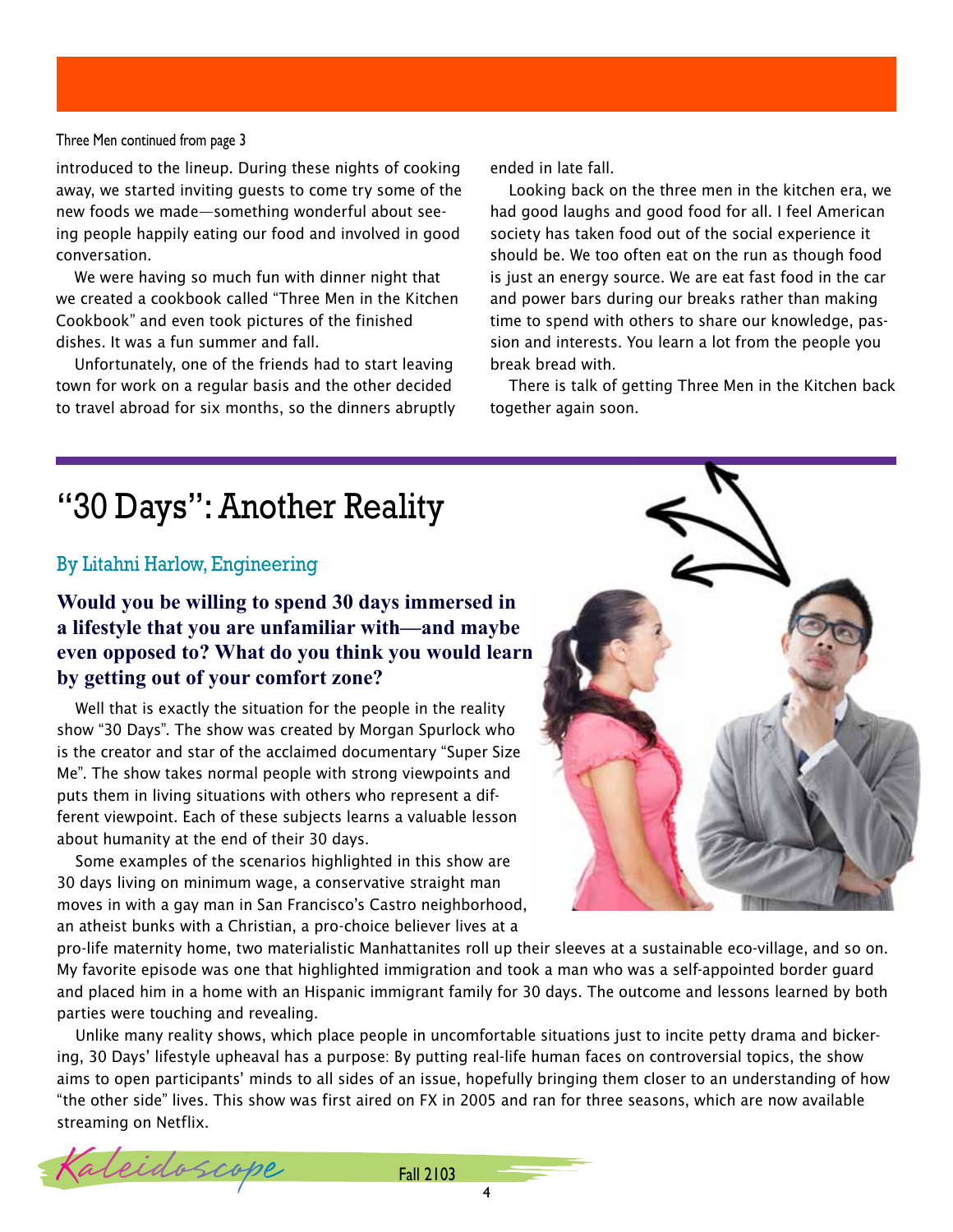Three Men continued from page 3

introduced to the lineup. During these nights of cooking away, we started inviting guests to come try some of the new foods we made—something wonderful about seeing people happily eating our food and involved in good conversation.

We were having so much fun with dinner night that we created a cookbook called "Three Men in the Kitchen Cookbook" and even took pictures of the finished dishes. It was a fun summer and fall.

Unfortunately, one of the friends had to start leaving town for work on a regular basis and the other decided to travel abroad for six months, so the dinners abruptly ended in late fall.

Looking back on the three men in the kitchen era, we had good laughs and good food for all. I feel American society has taken food out of the social experience it should be. We too often eat on the run as though food is just an energy source. We are eat fast food in the car and power bars during our breaks rather than making time to spend with others to share our knowledge, passion and interests. You learn a lot from the people you break bread with.

There is talk of getting Three Men in the Kitchen back together again soon.

# "30 Days": Another Reality

By Litahni Harlow, Engineering

**Would you be willing to spend 30 days immersed in a lifestyle that you are unfamiliar with—and maybe even opposed to? What do you think you would learn by getting out of your comfort zone?**

Well that is exactly the situation for the people in the reality show "30 Days". The show was created by Morgan Spurlock who is the creator and star of the acclaimed documentary "Super Size Me". The show takes normal people with strong viewpoints and puts them in living situations with others who represent a different viewpoint. Each of these subjects learns a valuable lesson about humanity at the end of their 30 days.

Some examples of the scenarios highlighted in this show are 30 days living on minimum wage, a conservative straight man moves in with a gay man in San Francisco's Castro neighborhood, an atheist bunks with a Christian, a pro-choice believer lives at a pro-life maternity home, two materialistic Manhattanites roll up their sleeves at a sustainable eco-village, and so on. My favorite episode was one that highlighted immigration and took a man who was a self-appointed border guard and placed him in a home with an Hispanic immigrant family for 30 days. The outcome and lessons learned by both parties were touching and revealing.

Unlike many reality shows, which place people in uncomfortable situations just to incite petty drama and bickering, 30 Days' lifestyle upheaval has a purpose: By putting real-life human faces on controversial topics, the show aims to open participants' minds to all sides of an issue, hopefully bringing them closer to an understanding of how "the other side" lives. This show was first aired on FX in 2005 and ran for three seasons, which are now available streaming on Netflix.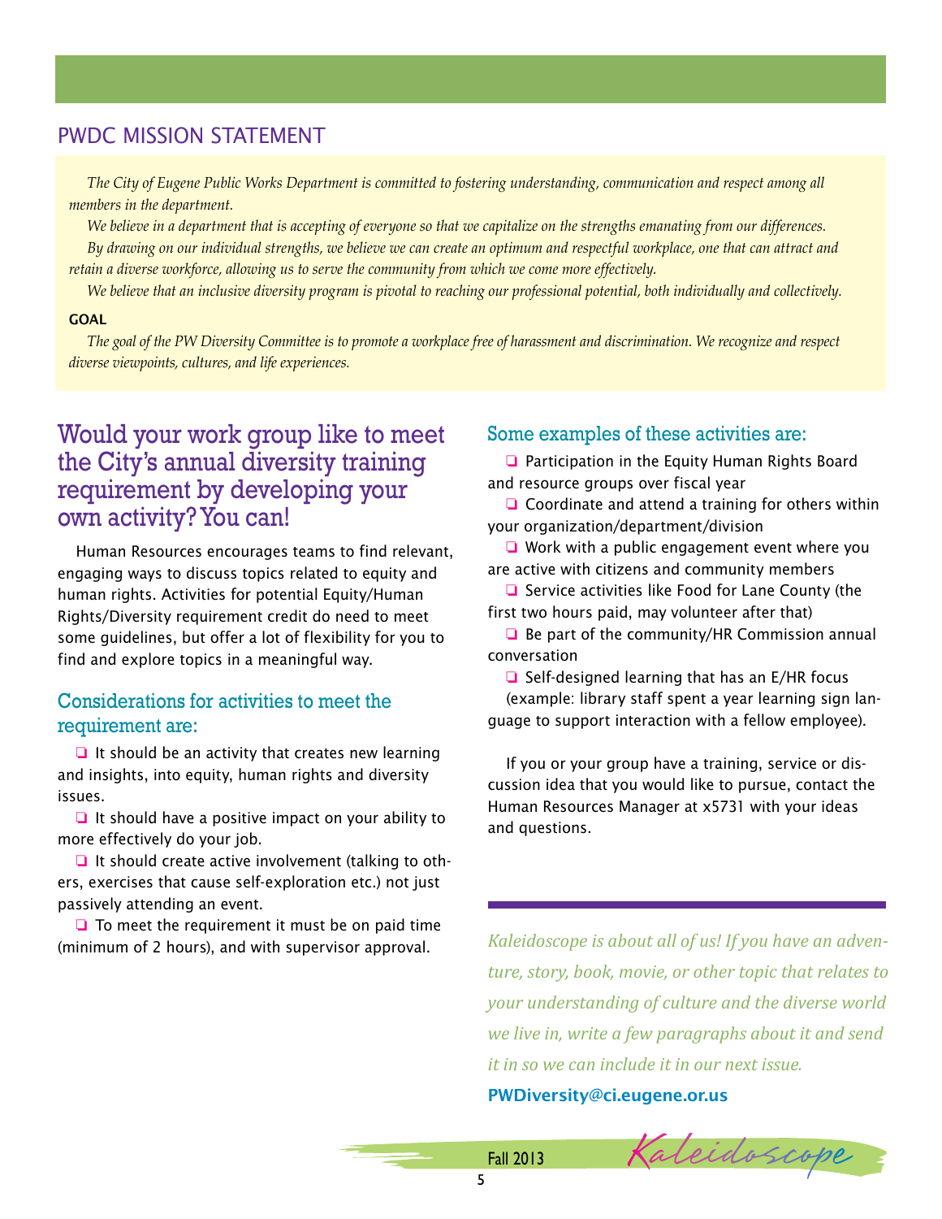## PWDC MISSION STATEMENT

*The City of Eugene Public Works Department is committed to fostering understanding, communication and respect among all members in the department.*

*We believe in a department that is accepting of everyone so that we capitalize on the strengths emanating from our differences.*

*By drawing on our individual strengths, we believe we can create an optimum and respectful workplace, one that can attract and retain a diverse workforce, allowing us to serve the community from which we come more effectively.*

*We believe that an inclusive diversity program is pivotal to reaching our professional potential, both individually and collectively.*

**GOAL**

*The goal of the PW Diversity Committee is to promote a workplace free of harassment and discrimination. We recognize and respect diverse viewpoints, cultures, and life experiences.*

## Would your work group like to meet the City's annual diversity training requirement by developing your own activity? You can!

Human Resources encourages teams to find relevant, engaging ways to discuss topics related to equity and human rights. Activities for potential Equity/Human Rights/Diversity requirement credit do need to meet some guidelines, but offer a lot of flexibility for you to find and explore topics in a meaningful way.

### Considerations for activities to meet the requirement are:

- It should be an activity that creates new learning and insights, into equity, human rights and diversity issues.
- It should have a positive impact on your ability to more effectively do your job.
- It should create active involvement (talking to others, exercises that cause self-exploration etc.) not just passively attending an event.
- To meet the requirement it must be on paid time (minimum of 2 hours), and with supervisor approval.

### Some examples of these activities are:

- Participation in the Equity Human Rights Board and resource groups over fiscal year
- Coordinate and attend a training for others within your organization/department/division
- Work with a public engagement event where you are active with citizens and community members
- Service activities like Food for Lane County (the first two hours paid, may volunteer after that)
- Be part of the community/HR Commission annual conversation
- Self-designed learning that has an E/HR focus (example: library staff spent a year learning sign language to support interaction with a fellow employee).

If you or your group have a training, service or discussion idea that you would like to pursue, contact the Human Resources Manager at x5731 with your ideas and questions.

*Kaleidoscope is about all of us! If you have an adventure, story, book, movie, or other topic that relates to your understanding of culture and the diverse world we live in, write a few paragraphs about it and send it in so we can include it in our next issue.*

**PWDiversity@ci.eugene.or.us**